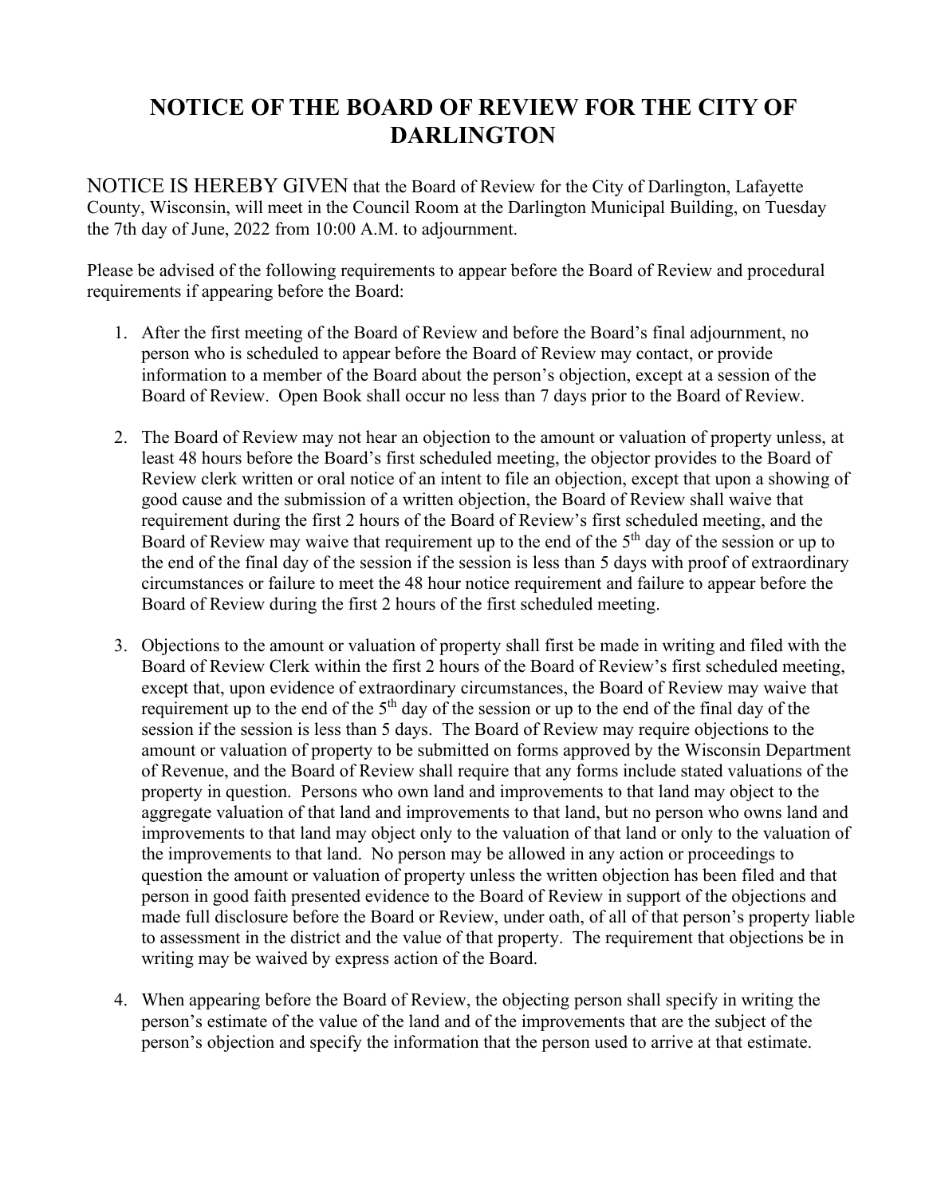# NOTICE OF THE BOARD OF REVIEW FOR THE CITY OF DARLINGTON

NOTICE IS HEREBY GIVEN that the Board of Review for the City of Darlington, Lafayette County, Wisconsin, will meet in the Council Room at the Darlington Municipal Building, on Tuesday the 7th day of June, 2022 from 10:00 A.M. to adjournment.

Please be advised of the following requirements to appear before the Board of Review and procedural requirements if appearing before the Board:

1. After the first meeting of the Board of Review and before the Board's final adjournment, no person who is scheduled to appear before the Board of Review may contact, or provide information to a member of the Board about the person's objection, except at a session of the Board of Review. Open Book shall occur no less than 7 days prior to the Board of Review.

2. The Board of Review may not hear an objection to the amount or valuation of property unless, at least 48 hours before the Board's first scheduled meeting, the objector provides to the Board of Review clerk written or oral notice of an intent to file an objection, except that upon a showing of good cause and the submission of a written objection, the Board of Review shall waive that requirement during the first 2 hours of the Board of Review's first scheduled meeting, and the Board of Review may waive that requirement up to the end of the 5th day of the session or up to the end of the final day of the session if the session is less than 5 days with proof of extraordinary circumstances or failure to meet the 48 hour notice requirement and failure to appear before the Board of Review during the first 2 hours of the first scheduled meeting.

3. Objections to the amount or valuation of property shall first be made in writing and filed with the Board of Review Clerk within the first 2 hours of the Board of Review's first scheduled meeting, except that, upon evidence of extraordinary circumstances, the Board of Review may waive that requirement up to the end of the 5th day of the session or up to the end of the final day of the session if the session is less than 5 days. The Board of Review may require objections to the amount or valuation of property to be submitted on forms approved by the Wisconsin Department of Revenue, and the Board of Review shall require that any forms include stated valuations of the property in question. Persons who own land and improvements to that land may object to the aggregate valuation of that land and improvements to that land, but no person who owns land and improvements to that land may object only to the valuation of that land or only to the valuation of the improvements to that land. No person may be allowed in any action or proceedings to question the amount or valuation of property unless the written objection has been filed and that person in good faith presented evidence to the Board of Review in support of the objections and made full disclosure before the Board or Review, under oath, of all of that person's property liable to assessment in the district and the value of that property. The requirement that objections be in writing may be waived by express action of the Board.

4. When appearing before the Board of Review, the objecting person shall specify in writing the person's estimate of the value of the land and of the improvements that are the subject of the person's objection and specify the information that the person used to arrive at that estimate.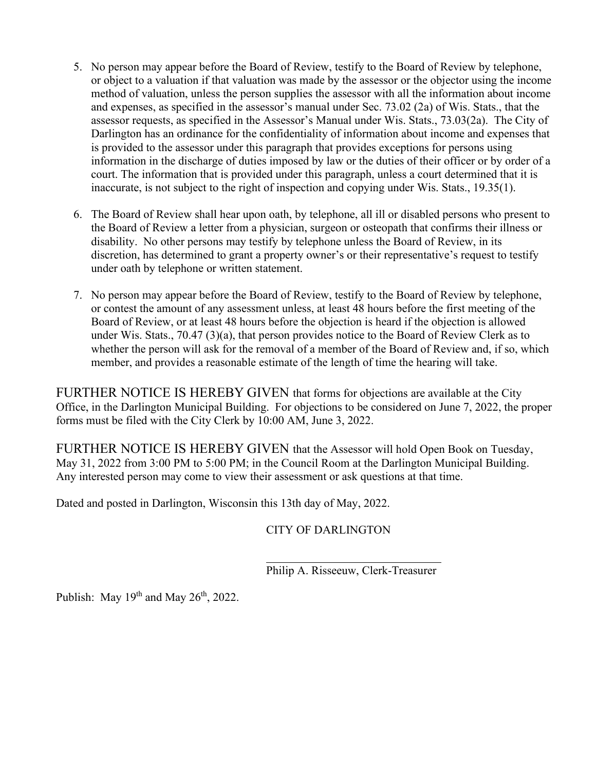5. No person may appear before the Board of Review, testify to the Board of Review by telephone, or object to a valuation if that valuation was made by the assessor or the objector using the income method of valuation, unless the person supplies the assessor with all the information about income and expenses, as specified in the assessor's manual under Sec. 73.02 (2a) of Wis. Stats., that the assessor requests, as specified in the Assessor's Manual under Wis. Stats., 73.03(2a). The City of Darlington has an ordinance for the confidentiality of information about income and expenses that is provided to the assessor under this paragraph that provides exceptions for persons using information in the discharge of duties imposed by law or the duties of their officer or by order of a court. The information that is provided under this paragraph, unless a court determined that it is inaccurate, is not subject to the right of inspection and copying under Wis. Stats., 19.35(1).

6. The Board of Review shall hear upon oath, by telephone, all ill or disabled persons who present to the Board of Review a letter from a physician, surgeon or osteopath that confirms their illness or disability. No other persons may testify by telephone unless the Board of Review, in its discretion, has determined to grant a property owner's or their representative's request to testify under oath by telephone or written statement.

7. No person may appear before the Board of Review, testify to the Board of Review by telephone, or contest the amount of any assessment unless, at least 48 hours before the first meeting of the Board of Review, or at least 48 hours before the objection is heard if the objection is allowed under Wis. Stats., 70.47 (3)(a), that person provides notice to the Board of Review Clerk as to whether the person will ask for the removal of a member of the Board of Review and, if so, which member, and provides a reasonable estimate of the length of time the hearing will take.

FURTHER NOTICE IS HEREBY GIVEN that forms for objections are available at the City Office, in the Darlington Municipal Building. For objections to be considered on June 7, 2022, the proper forms must be filed with the City Clerk by 10:00 AM, June 3, 2022.

FURTHER NOTICE IS HEREBY GIVEN that the Assessor will hold Open Book on Tuesday, May 31, 2022 from 3:00 PM to 5:00 PM; in the Council Room at the Darlington Municipal Building. Any interested person may come to view their assessment or ask questions at that time.

Dated and posted in Darlington, Wisconsin this 13th day of May, 2022.

CITY OF DARLINGTON

\_\_\_\_\_\_\_\_\_\_\_\_\_\_\_\_\_\_\_\_\_\_\_\_\_\_\_\_\_\_

Philip A. Risseeuw, Clerk-Treasurer

Publish: May 19th and May 26th, 2022.